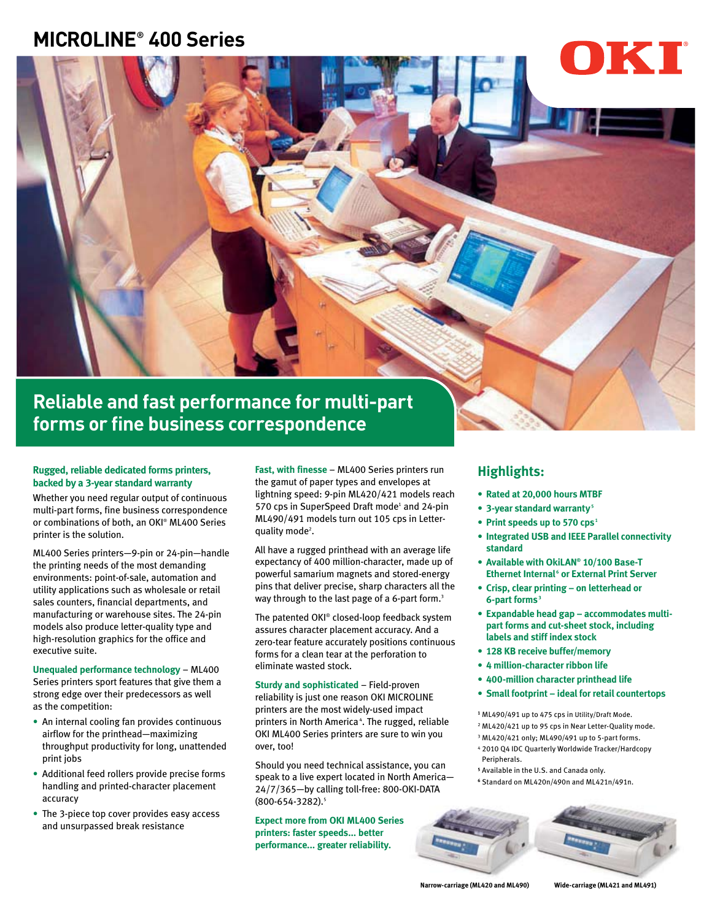# MICROLINE® 400 Series

OKI®

## Reliable and fast performance for multi-part forms or fine business correspondence

**Rugged, reliable dedicated forms printers, backed by a 3-year standard warranty**

Whether you need regular output of continuous multi-part forms, fine business correspondence or combinations of both, an OKI® ML400 Series printer is the solution.

ML400 Series printers—9-pin or 24-pin—handle the printing needs of the most demanding environments: point-of-sale, automation and utility applications such as wholesale or retail sales counters, financial departments, and manufacturing or warehouse sites. The 24-pin models also produce letter-quality type and high-resolution graphics for the office and executive suite.

**Unequaled performance technology** – ML400 Series printers sport features that give them a strong edge over their predecessors as well as the competition:

- An internal cooling fan provides continuous airflow for the printhead—maximizing throughput productivity for long, unattended print jobs
- Additional feed rollers provide precise forms handling and printed-character placement accuracy
- The 3-piece top cover provides easy access and unsurpassed break resistance

**Fast, with finesse** – ML400 Series printers run the gamut of paper types and envelopes at lightning speed: 9-pin ML420/421 models reach 570 cps in SuperSpeed Draft mode[1] and 24-pin ML490/491 models turn out 105 cps in Letter-quality mode[2].

All have a rugged printhead with an average life expectancy of 400 million-character, made up of powerful samarium magnets and stored-energy pins that deliver precise, sharp characters all the way through to the last page of a 6-part form.[3]

The patented OKI® closed-loop feedback system assures character placement accuracy. And a zero-tear feature accurately positions continuous forms for a clean tear at the perforation to eliminate wasted stock.

**Sturdy and sophisticated** – Field-proven reliability is just one reason OKI MICROLINE printers are the most widely-used impact printers in North America[4]. The rugged, reliable OKI ML400 Series printers are sure to win you over, too!

Should you need technical assistance, you can speak to a live expert located in North America—24/7/365—by calling toll-free: 800-OKI-DATA (800-654-3282).[5]

**Expect more from OKI ML400 Series printers: faster speeds... better performance... greater reliability.**

## Highlights:

- **Rated at 20,000 hours MTBF**
- **3-year standard warranty[5]**
- **Print speeds up to 570 cps[1]**
- **Integrated USB and IEEE Parallel connectivity standard**
- **Available with OkiLAN® 10/100 Base-T Ethernet Internal[6] or External Print Server**
- **Crisp, clear printing – on letterhead or 6-part forms[3]**
- **Expandable head gap – accommodates multi-part forms and cut-sheet stock, including labels and stiff index stock**
- **128 KB receive buffer/memory**
- **4 million-character ribbon life**
- **400-million character printhead life**
- **Small footprint – ideal for retail countertops**

[1] ML490/491 up to 475 cps in Utility/Draft Mode.
[2] ML420/421 up to 95 cps in Near Letter-Quality mode.
[3] ML420/421 only; ML490/491 up to 5-part forms.
[4] 2010 Q4 IDC Quarterly Worldwide Tracker/Hardcopy Peripherals.
[5] Available in the U.S. and Canada only.
[6] Standard on ML420n/490n and ML421n/491n.

Narrow-carriage (ML420 and ML490)

Wide-carriage (ML421 and ML491)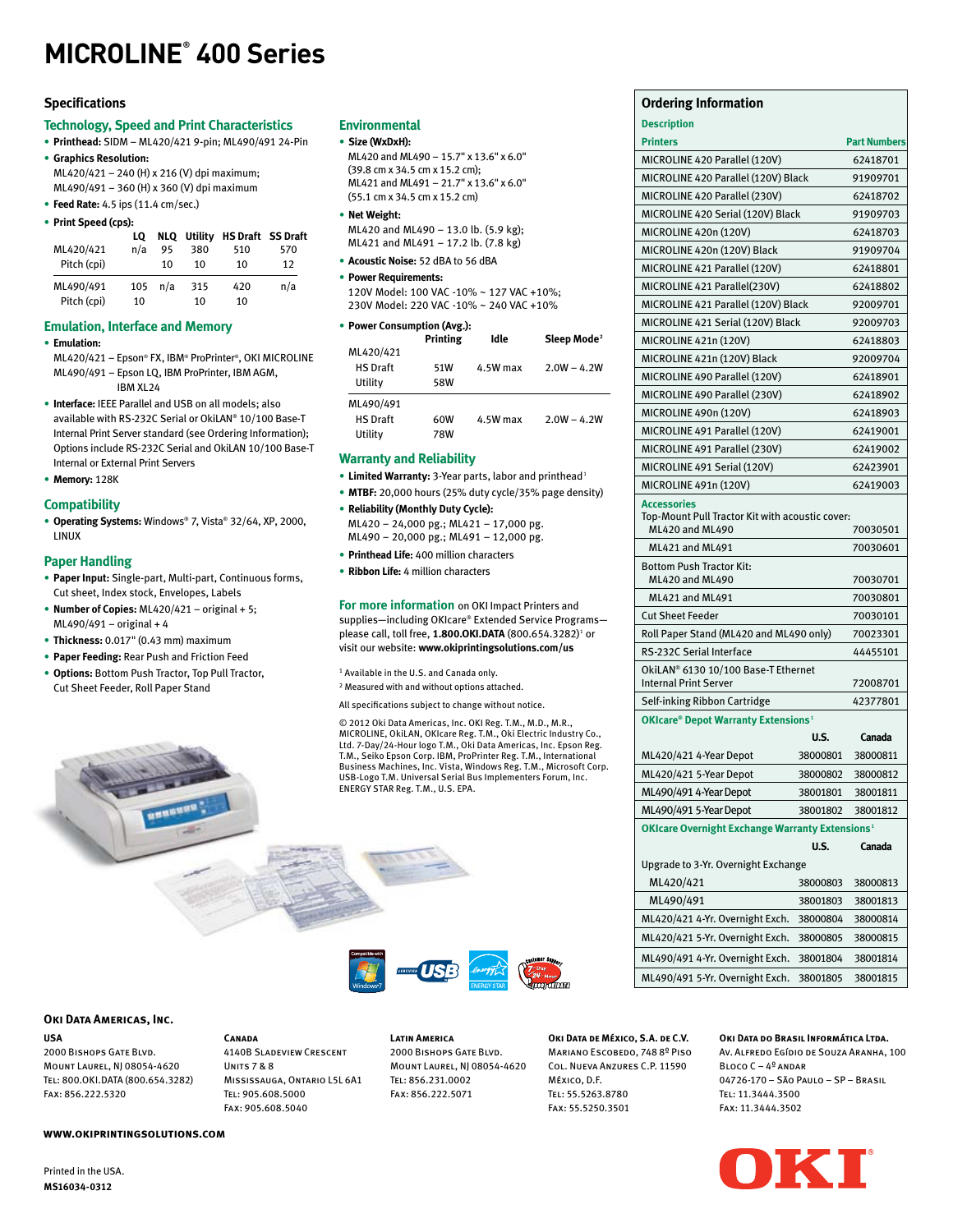# MICROLINE® 400 Series

## Specifications

### Technology, Speed and Print Characteristics

- **Printhead:** SIDM – ML420/421 9-pin; ML490/491 24-Pin
- **Graphics Resolution:**
  ML420/421 – 240 (H) x 216 (V) dpi maximum;
  ML490/491 – 360 (H) x 360 (V) dpi maximum
- **Feed Rate:** 4.5 ips (11.4 cm/sec.)
- **Print Speed (cps):**

| | LQ | NLQ | Utility | HS Draft | SS Draft |
|---|---|---|---|---|---|
| ML420/421 | n/a | 95 | 380 | 510 | 570 |
| Pitch (cpi) | | 10 | 10 | 10 | 12 |
| ML490/491 | 105 | n/a | 315 | 420 | n/a |
| Pitch (cpi) | 10 | | 10 | 10 | |

### Emulation, Interface and Memory

- **Emulation:**
  ML420/421 – Epson® FX, IBM® ProPrinter®, OKI MICROLINE
  ML490/491 – Epson LQ, IBM ProPrinter, IBM AGM, IBM XL24
- **Interface:** IEEE Parallel and USB on all models; also available with RS-232C Serial or OkiLAN® 10/100 Base-T Internal Print Server standard (see Ordering Information); Options include RS-232C Serial and OkiLAN 10/100 Base-T Internal or External Print Servers
- **Memory:** 128K

### Compatibility

- **Operating Systems:** Windows® 7, Vista® 32/64, XP, 2000, LINUX

### Paper Handling

- **Paper Input:** Single-part, Multi-part, Continuous forms, Cut sheet, Index stock, Envelopes, Labels
- **Number of Copies:** ML420/421 – original + 5; ML490/491 – original + 4
- **Thickness:** 0.017" (0.43 mm) maximum
- **Paper Feeding:** Rear Push and Friction Feed
- **Options:** Bottom Push Tractor, Top Pull Tractor, Cut Sheet Feeder, Roll Paper Stand

### Environmental

- **Size (WxDxH):**
  ML420 and ML490 – 15.7" x 13.6" x 6.0" (39.8 cm x 34.5 cm x 15.2 cm);
  ML421 and ML491 – 21.7" x 13.6" x 6.0" (55.1 cm x 34.5 cm x 15.2 cm)
- **Net Weight:**
  ML420 and ML490 – 13.0 lb. (5.9 kg);
  ML421 and ML491 – 17.2 lb. (7.8 kg)
- **Acoustic Noise:** 52 dBA to 56 dBA
- **Power Requirements:**
  120V Model: 100 VAC -10% ~ 127 VAC +10%;
  230V Model: 220 VAC -10% ~ 240 VAC +10%
- **Power Consumption (Avg.):**

| | Printing | Idle | Sleep Mode[2] |
|---|---|---|---|
| ML420/421 | | | |
| HS Draft | 51W | 4.5W max | 2.0W – 4.2W |
| Utility | 58W | | |
| ML490/491 | | | |
| HS Draft | 60W | 4.5W max | 2.0W – 4.2W |
| Utility | 78W | | |

### Warranty and Reliability

- **Limited Warranty:** 3-Year parts, labor and printhead[1]
- **MTBF:** 20,000 hours (25% duty cycle/35% page density)
- **Reliability (Monthly Duty Cycle):**
  ML420 – 24,000 pg.; ML421 – 17,000 pg.
  ML490 – 20,000 pg.; ML491 – 12,000 pg.
- **Printhead Life:** 400 million characters
- **Ribbon Life:** 4 million characters

**For more information** on OKI Impact Printers and supplies—including OKIcare® Extended Service Programs—please call, toll free, **1.800.OKI.DATA** (800.654.3282)[1] or visit our website: **www.okiprintingsolutions.com/us**

[1] Available in the U.S. and Canada only.
[2] Measured with and without options attached.

All specifications subject to change without notice.

© 2012 Oki Data Americas, Inc. OKI Reg. T.M., M.D., M.R., MICROLINE, OkiLAN, OKIcare Reg. T.M., Oki Electric Industry Co., Ltd. 7-Day/24-Hour logo T.M., Oki Data Americas, Inc. Epson Reg. T.M., Seiko Epson Corp. IBM, ProPrinter Reg. T.M., International Business Machines, Inc. Vista, Windows Reg. T.M., Microsoft Corp. USB-Logo T.M. Universal Serial Bus Implementers Forum, Inc. ENERGY STAR Reg. T.M., U.S. EPA.

## Ordering Information

| Description | | |
|---|---|---|
| **Printers** | | **Part Numbers** |
| MICROLINE 420 Parallel (120V) | | 62418701 |
| MICROLINE 420 Parallel (120V) Black | | 91909701 |
| MICROLINE 420 Parallel (230V) | | 62418702 |
| MICROLINE 420 Serial (120V) Black | | 91909703 |
| MICROLINE 420n (120V) | | 62418703 |
| MICROLINE 420n (120V) Black | | 91909704 |
| MICROLINE 421 Parallel (120V) | | 62418801 |
| MICROLINE 421 Parallel(230V) | | 62418802 |
| MICROLINE 421 Parallel (120V) Black | | 92009701 |
| MICROLINE 421 Serial (120V) Black | | 92009703 |
| MICROLINE 421n (120V) | | 62418803 |
| MICROLINE 421n (120V) Black | | 92009704 |
| MICROLINE 490 Parallel (120V) | | 62418901 |
| MICROLINE 490 Parallel (230V) | | 62418902 |
| MICROLINE 490n (120V) | | 62418903 |
| MICROLINE 491 Parallel (120V) | | 62419001 |
| MICROLINE 491 Parallel (230V) | | 62419002 |
| MICROLINE 491 Serial (120V) | | 62423901 |
| MICROLINE 491n (120V) | | 62419003 |
| **Accessories** | | |
| Top-Mount Pull Tractor Kit with acoustic cover: ML420 and ML490 | | 70030501 |
| ML421 and ML491 | | 70030601 |
| Bottom Push Tractor Kit: ML420 and ML490 | | 70030701 |
| ML421 and ML491 | | 70030801 |
| Cut Sheet Feeder | | 70030101 |
| Roll Paper Stand (ML420 and ML490 only) | | 70023301 |
| RS-232C Serial Interface | | 44455101 |
| OkiLAN® 6130 10/100 Base-T Ethernet Internal Print Server | | 72008701 |
| Self-inking Ribbon Cartridge | | 42377801 |
| **OKIcare® Depot Warranty Extensions[1]** | **U.S.** | **Canada** |
| ML420/421 4-Year Depot | 38000801 | 38000811 |
| ML420/421 5-Year Depot | 38000802 | 38000812 |
| ML490/491 4-Year Depot | 38001801 | 38001811 |
| ML490/491 5-Year Depot | 38001802 | 38001812 |
| **OKIcare Overnight Exchange Warranty Extensions[1]** | **U.S.** | **Canada** |
| Upgrade to 3-Yr. Overnight Exchange | | |
| ML420/421 | 38000803 | 38000813 |
| ML490/491 | 38001803 | 38001813 |
| ML420/421 4-Yr. Overnight Exch. | 38000804 | 38000814 |
| ML420/421 5-Yr. Overnight Exch. | 38000805 | 38000815 |
| ML490/491 4-Yr. Overnight Exch. | 38001804 | 38001814 |
| ML490/491 5-Yr. Overnight Exch. | 38001805 | 38001815 |

## Oki Data Americas, Inc.

**USA**
2000 Bishops Gate Blvd.
Mount Laurel, NJ 08054-4620
Tel: 800.OKI.DATA (800.654.3282)
Fax: 856.222.5320

**Canada**
4140B Sladeview Crescent
Units 7 & 8
Mississauga, Ontario L5L 6A1
Tel: 905.608.5000
Fax: 905.608.5040

**Latin America**
2000 Bishops Gate Blvd.
Mount Laurel, NJ 08054-4620
Tel: 856.231.0002
Fax: 856.222.5071

**Oki Data de México, S.A. de C.V.**
Mariano Escobedo, 748 8º Piso
Col. Nueva Anzures C.P. 11590
México, D.F.
Tel: 55.5263.8780
Fax: 55.5250.3501

**Oki Data do Brasil Informática Ltda.**
Av. Alfredo Egídio de Souza Aranha, 100
Bloco C – 4º andar
04726-170 – São Paulo – SP – Brasil
Tel: 11.3444.3500
Fax: 11.3444.3502

**www.okiprintingsolutions.com**

Printed in the USA.
**MS16034-0312**